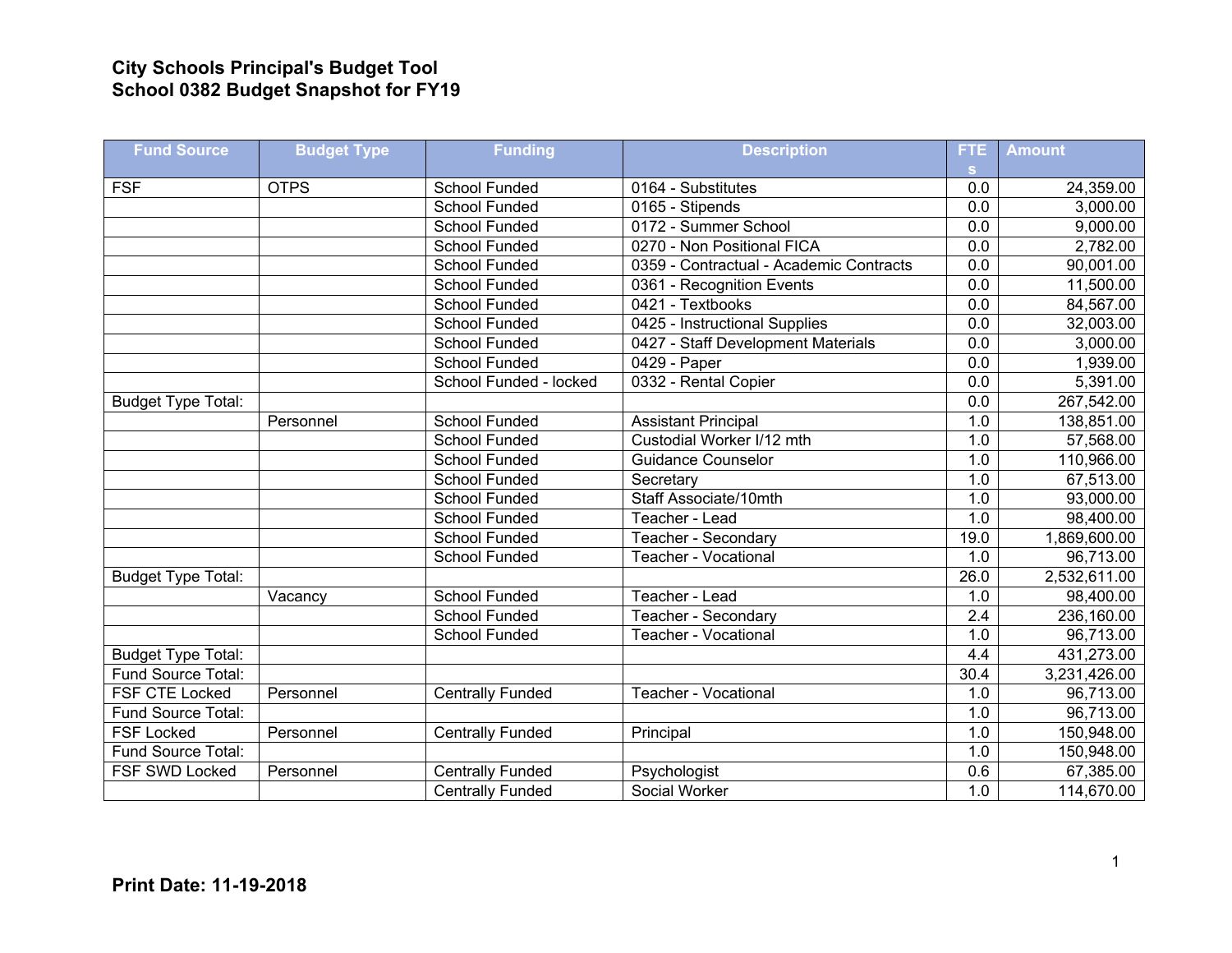# City Schools Principal's Budget Tool
## School 0382 Budget Snapshot for FY19

| Fund Source | Budget Type | Funding | Description | FTEs | Amount |
|---|---|---|---|---|---|
| FSF | OTPS | School Funded | 0164 - Substitutes | 0.0 | 24,359.00 |
| | | School Funded | 0165 - Stipends | 0.0 | 3,000.00 |
| | | School Funded | 0172 - Summer School | 0.0 | 9,000.00 |
| | | School Funded | 0270 - Non Positional FICA | 0.0 | 2,782.00 |
| | | School Funded | 0359 - Contractual - Academic Contracts | 0.0 | 90,001.00 |
| | | School Funded | 0361 - Recognition Events | 0.0 | 11,500.00 |
| | | School Funded | 0421 - Textbooks | 0.0 | 84,567.00 |
| | | School Funded | 0425 - Instructional Supplies | 0.0 | 32,003.00 |
| | | School Funded | 0427 - Staff Development Materials | 0.0 | 3,000.00 |
| | | School Funded | 0429 - Paper | 0.0 | 1,939.00 |
| | | School Funded - locked | 0332 - Rental Copier | 0.0 | 5,391.00 |
| Budget Type Total: | | | | 0.0 | 267,542.00 |
| | Personnel | School Funded | Assistant Principal | 1.0 | 138,851.00 |
| | | School Funded | Custodial Worker I/12 mth | 1.0 | 57,568.00 |
| | | School Funded | Guidance Counselor | 1.0 | 110,966.00 |
| | | School Funded | Secretary | 1.0 | 67,513.00 |
| | | School Funded | Staff Associate/10mth | 1.0 | 93,000.00 |
| | | School Funded | Teacher - Lead | 1.0 | 98,400.00 |
| | | School Funded | Teacher - Secondary | 19.0 | 1,869,600.00 |
| | | School Funded | Teacher - Vocational | 1.0 | 96,713.00 |
| Budget Type Total: | | | | 26.0 | 2,532,611.00 |
| | Vacancy | School Funded | Teacher - Lead | 1.0 | 98,400.00 |
| | | School Funded | Teacher - Secondary | 2.4 | 236,160.00 |
| | | School Funded | Teacher - Vocational | 1.0 | 96,713.00 |
| Budget Type Total: | | | | 4.4 | 431,273.00 |
| Fund Source Total: | | | | 30.4 | 3,231,426.00 |
| FSF CTE Locked | Personnel | Centrally Funded | Teacher - Vocational | 1.0 | 96,713.00 |
| Fund Source Total: | | | | 1.0 | 96,713.00 |
| FSF Locked | Personnel | Centrally Funded | Principal | 1.0 | 150,948.00 |
| Fund Source Total: | | | | 1.0 | 150,948.00 |
| FSF SWD Locked | Personnel | Centrally Funded | Psychologist | 0.6 | 67,385.00 |
| | | Centrally Funded | Social Worker | 1.0 | 114,670.00 |

**Print Date: 11-19-2018**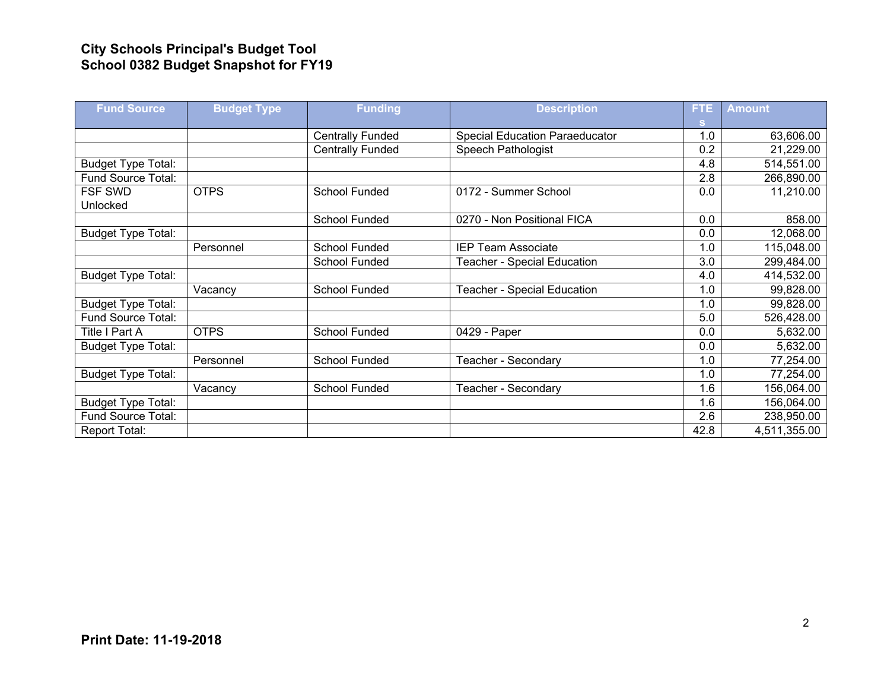**City Schools Principal's Budget Tool**
**School 0382 Budget Snapshot for FY19**

| Fund Source | Budget Type | Funding | Description | FTEs | Amount |
|---|---|---|---|---|---|
| | | Centrally Funded | Special Education Paraeducator | 1.0 | 63,606.00 |
| | | Centrally Funded | Speech Pathologist | 0.2 | 21,229.00 |
| Budget Type Total: | | | | 4.8 | 514,551.00 |
| Fund Source Total: | | | | 2.8 | 266,890.00 |
| FSF SWD Unlocked | OTPS | School Funded | 0172 - Summer School | 0.0 | 11,210.00 |
| | | School Funded | 0270 - Non Positional FICA | 0.0 | 858.00 |
| Budget Type Total: | | | | 0.0 | 12,068.00 |
| | Personnel | School Funded | IEP Team Associate | 1.0 | 115,048.00 |
| | | School Funded | Teacher - Special Education | 3.0 | 299,484.00 |
| Budget Type Total: | | | | 4.0 | 414,532.00 |
| | Vacancy | School Funded | Teacher - Special Education | 1.0 | 99,828.00 |
| Budget Type Total: | | | | 1.0 | 99,828.00 |
| Fund Source Total: | | | | 5.0 | 526,428.00 |
| Title I Part A | OTPS | School Funded | 0429 - Paper | 0.0 | 5,632.00 |
| Budget Type Total: | | | | 0.0 | 5,632.00 |
| | Personnel | School Funded | Teacher - Secondary | 1.0 | 77,254.00 |
| Budget Type Total: | | | | 1.0 | 77,254.00 |
| | Vacancy | School Funded | Teacher - Secondary | 1.6 | 156,064.00 |
| Budget Type Total: | | | | 1.6 | 156,064.00 |
| Fund Source Total: | | | | 2.6 | 238,950.00 |
| Report Total: | | | | 42.8 | 4,511,355.00 |

**Print Date: 11-19-2018**